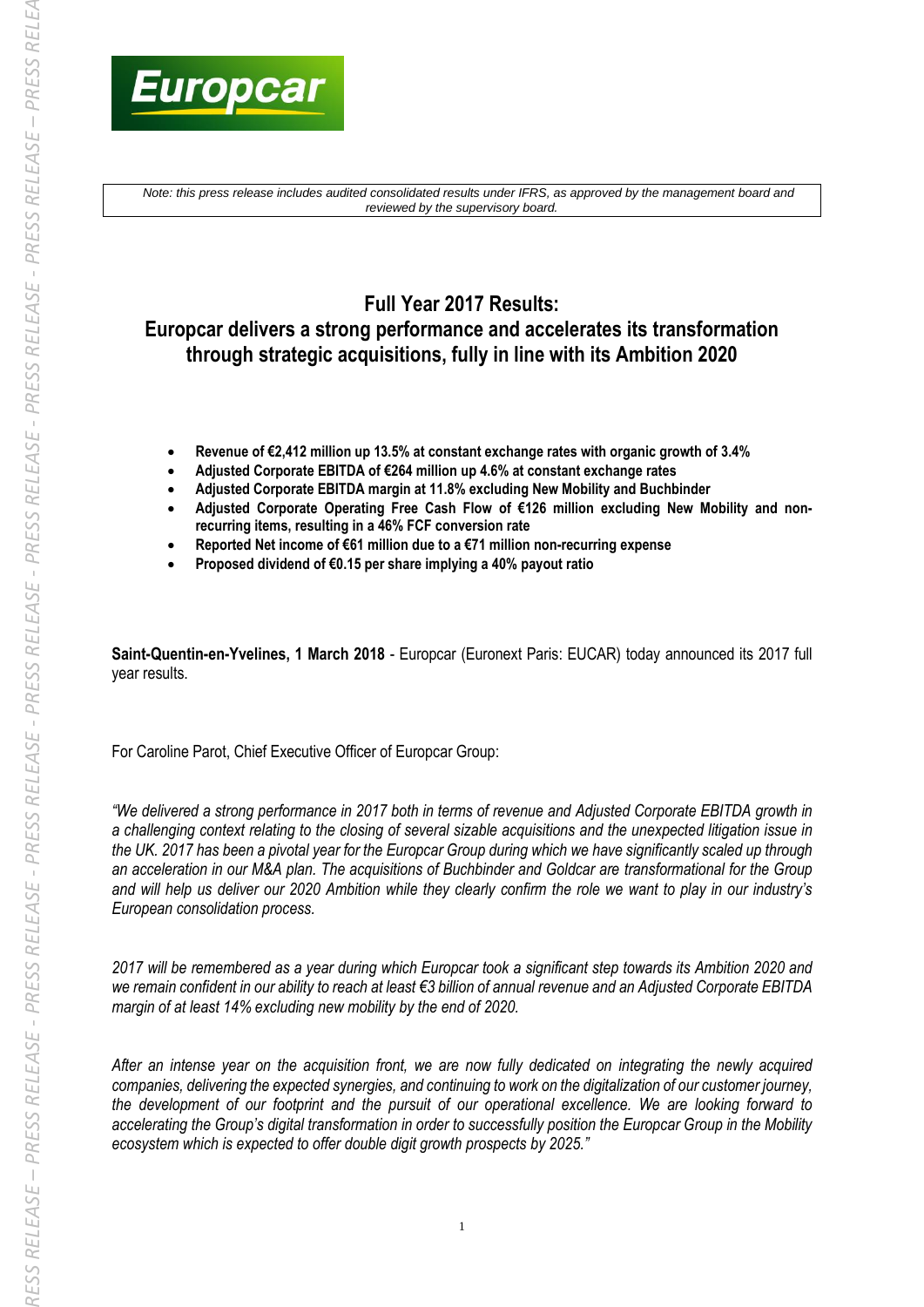*Note: this press release includes audited consolidated results under IFRS, as approved by the management board and reviewed by the supervisory board.*

# Full Year 2017 Results: Europcar delivers a strong performance and accelerates its transformation through strategic acquisitions, fully in line with its Ambition 2020

- **Revenue of €2,412 million up 13.5% at constant exchange rates with organic growth of 3.4%**
- **Adjusted Corporate EBITDA of €264 million up 4.6% at constant exchange rates**
- **Adjusted Corporate EBITDA margin at 11.8% excluding New Mobility and Buchbinder**
- **Adjusted Corporate Operating Free Cash Flow of €126 million excluding New Mobility and non-recurring items, resulting in a 46% FCF conversion rate**
- **Reported Net income of €61 million due to a €71 million non-recurring expense**
- **Proposed dividend of €0.15 per share implying a 40% payout ratio**

**Saint-Quentin-en-Yvelines, 1 March 2018** - Europcar (Euronext Paris: EUCAR) today announced its 2017 full year results.

For Caroline Parot, Chief Executive Officer of Europcar Group:

*"We delivered a strong performance in 2017 both in terms of revenue and Adjusted Corporate EBITDA growth in a challenging context relating to the closing of several sizable acquisitions and the unexpected litigation issue in the UK. 2017 has been a pivotal year for the Europcar Group during which we have significantly scaled up through an acceleration in our M&A plan. The acquisitions of Buchbinder and Goldcar are transformational for the Group and will help us deliver our 2020 Ambition while they clearly confirm the role we want to play in our industry's European consolidation process.*

*2017 will be remembered as a year during which Europcar took a significant step towards its Ambition 2020 and we remain confident in our ability to reach at least €3 billion of annual revenue and an Adjusted Corporate EBITDA margin of at least 14% excluding new mobility by the end of 2020.*

*After an intense year on the acquisition front, we are now fully dedicated on integrating the newly acquired companies, delivering the expected synergies, and continuing to work on the digitalization of our customer journey, the development of our footprint and the pursuit of our operational excellence. We are looking forward to accelerating the Group's digital transformation in order to successfully position the Europcar Group in the Mobility ecosystem which is expected to offer double digit growth prospects by 2025."*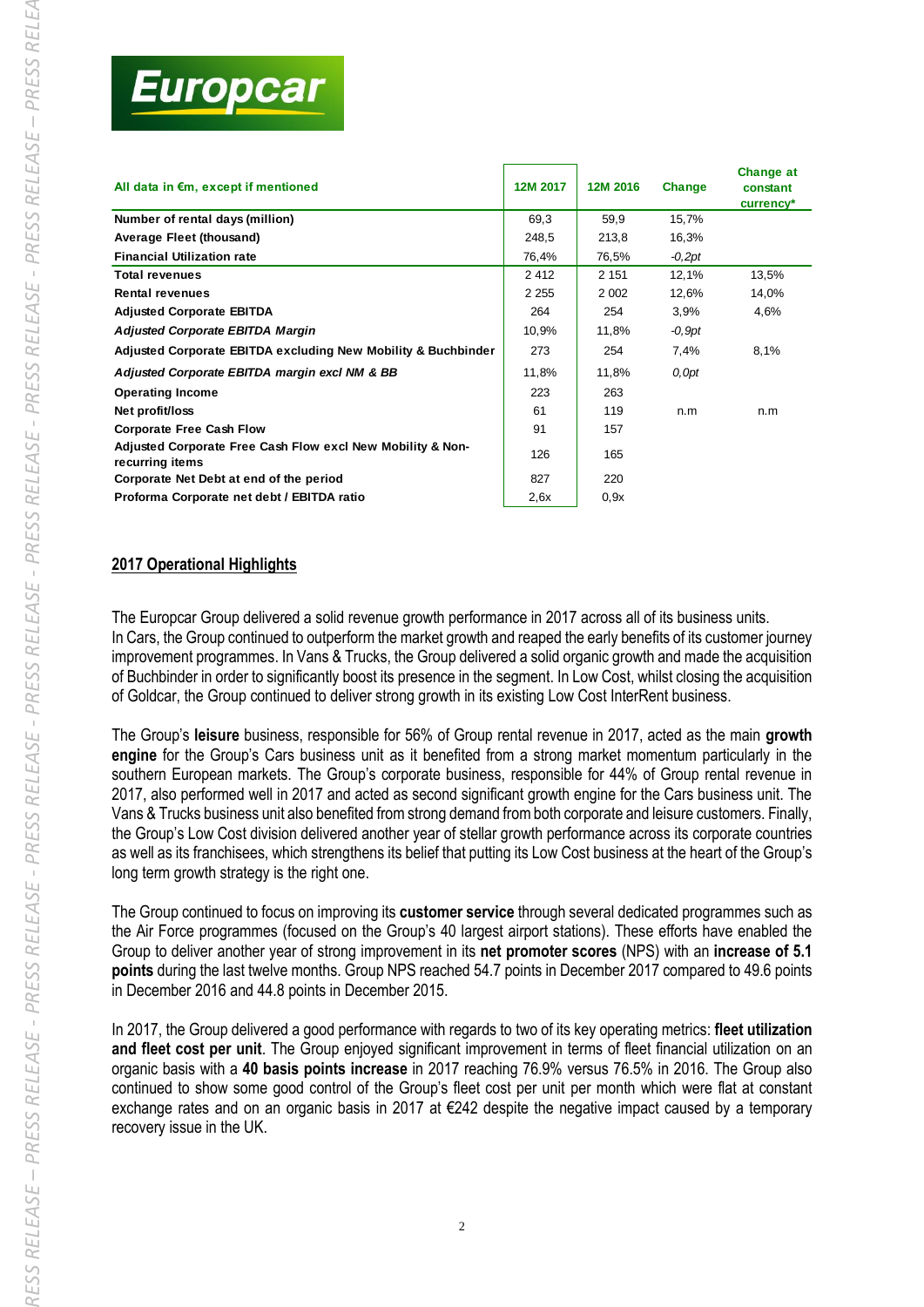| All data in €m, except if mentioned | 12M 2017 | 12M 2016 | Change | Change at constant currency* |
|---|---|---|---|---|
| **Number of rental days (million)** | 69,3 | 59,9 | 15,7% | |
| **Average Fleet (thousand)** | 248,5 | 213,8 | 16,3% | |
| **Financial Utilization rate** | 76,4% | 76,5% | *-0,2pt* | |
| **Total revenues** | 2 412 | 2 151 | 12,1% | 13,5% |
| **Rental revenues** | 2 255 | 2 002 | 12,6% | 14,0% |
| **Adjusted Corporate EBITDA** | 264 | 254 | 3,9% | 4,6% |
| ***Adjusted Corporate EBITDA Margin*** | 10,9% | 11,8% | *-0,9pt* | |
| **Adjusted Corporate EBITDA excluding New Mobility & Buchbinder** | 273 | 254 | 7,4% | 8,1% |
| ***Adjusted Corporate EBITDA margin excl NM & BB*** | 11,8% | 11,8% | *0,0pt* | |
| **Operating Income** | 223 | 263 | | |
| **Net profit/loss** | 61 | 119 | n.m | n.m |
| **Corporate Free Cash Flow** | 91 | 157 | | |
| **Adjusted Corporate Free Cash Flow excl New Mobility & Non-recurring items** | 126 | 165 | | |
| **Corporate Net Debt at end of the period** | 827 | 220 | | |
| **Proforma Corporate net debt / EBITDA ratio** | 2,6x | 0,9x | | |

## 2017 Operational Highlights

The Europcar Group delivered a solid revenue growth performance in 2017 across all of its business units. In Cars, the Group continued to outperform the market growth and reaped the early benefits of its customer journey improvement programmes. In Vans & Trucks, the Group delivered a solid organic growth and made the acquisition of Buchbinder in order to significantly boost its presence in the segment. In Low Cost, whilst closing the acquisition of Goldcar, the Group continued to deliver strong growth in its existing Low Cost InterRent business.

The Group's **leisure** business, responsible for 56% of Group rental revenue in 2017, acted as the main **growth engine** for the Group's Cars business unit as it benefited from a strong market momentum particularly in the southern European markets. The Group's corporate business, responsible for 44% of Group rental revenue in 2017, also performed well in 2017 and acted as second significant growth engine for the Cars business unit. The Vans & Trucks business unit also benefited from strong demand from both corporate and leisure customers. Finally, the Group's Low Cost division delivered another year of stellar growth performance across its corporate countries as well as its franchisees, which strengthens its belief that putting its Low Cost business at the heart of the Group's long term growth strategy is the right one.

The Group continued to focus on improving its **customer service** through several dedicated programmes such as the Air Force programmes (focused on the Group's 40 largest airport stations). These efforts have enabled the Group to deliver another year of strong improvement in its **net promoter scores** (NPS) with an **increase of 5.1 points** during the last twelve months. Group NPS reached 54.7 points in December 2017 compared to 49.6 points in December 2016 and 44.8 points in December 2015.

In 2017, the Group delivered a good performance with regards to two of its key operating metrics: **fleet utilization and fleet cost per unit**. The Group enjoyed significant improvement in terms of fleet financial utilization on an organic basis with a **40 basis points increase** in 2017 reaching 76.9% versus 76.5% in 2016. The Group also continued to show some good control of the Group's fleet cost per unit per month which were flat at constant exchange rates and on an organic basis in 2017 at €242 despite the negative impact caused by a temporary recovery issue in the UK.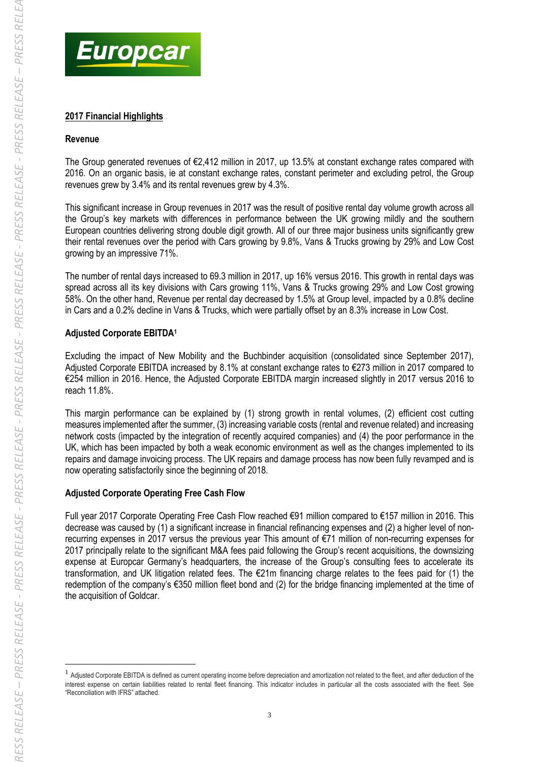## 2017 Financial Highlights

### Revenue

The Group generated revenues of €2,412 million in 2017, up 13.5% at constant exchange rates compared with 2016. On an organic basis, ie at constant exchange rates, constant perimeter and excluding petrol, the Group revenues grew by 3.4% and its rental revenues grew by 4.3%.

This significant increase in Group revenues in 2017 was the result of positive rental day volume growth across all the Group's key markets with differences in performance between the UK growing mildly and the southern European countries delivering strong double digit growth. All of our three major business units significantly grew their rental revenues over the period with Cars growing by 9.8%, Vans & Trucks growing by 29% and Low Cost growing by an impressive 71%.

The number of rental days increased to 69.3 million in 2017, up 16% versus 2016. This growth in rental days was spread across all its key divisions with Cars growing 11%, Vans & Trucks growing 29% and Low Cost growing 58%. On the other hand, Revenue per rental day decreased by 1.5% at Group level, impacted by a 0.8% decline in Cars and a 0.2% decline in Vans & Trucks, which were partially offset by an 8.3% increase in Low Cost.

### Adjusted Corporate EBITDA[1]

Excluding the impact of New Mobility and the Buchbinder acquisition (consolidated since September 2017), Adjusted Corporate EBITDA increased by 8.1% at constant exchange rates to €273 million in 2017 compared to €254 million in 2016. Hence, the Adjusted Corporate EBITDA margin increased slightly in 2017 versus 2016 to reach 11.8%.

This margin performance can be explained by (1) strong growth in rental volumes, (2) efficient cost cutting measures implemented after the summer, (3) increasing variable costs (rental and revenue related) and increasing network costs (impacted by the integration of recently acquired companies) and (4) the poor performance in the UK, which has been impacted by both a weak economic environment as well as the changes implemented to its repairs and damage invoicing process. The UK repairs and damage process has now been fully revamped and is now operating satisfactorily since the beginning of 2018.

### Adjusted Corporate Operating Free Cash Flow

Full year 2017 Corporate Operating Free Cash Flow reached €91 million compared to €157 million in 2016. This decrease was caused by (1) a significant increase in financial refinancing expenses and (2) a higher level of non-recurring expenses in 2017 versus the previous year This amount of €71 million of non-recurring expenses for 2017 principally relate to the significant M&A fees paid following the Group's recent acquisitions, the downsizing expense at Europcar Germany's headquarters, the increase of the Group's consulting fees to accelerate its transformation, and UK litigation related fees. The €21m financing charge relates to the fees paid for (1) the redemption of the company's €350 million fleet bond and (2) for the bridge financing implemented at the time of the acquisition of Goldcar.

[1] Adjusted Corporate EBITDA is defined as current operating income before depreciation and amortization not related to the fleet, and after deduction of the interest expense on certain liabilities related to rental fleet financing. This indicator includes in particular all the costs associated with the fleet. See "Reconciliation with IFRS" attached.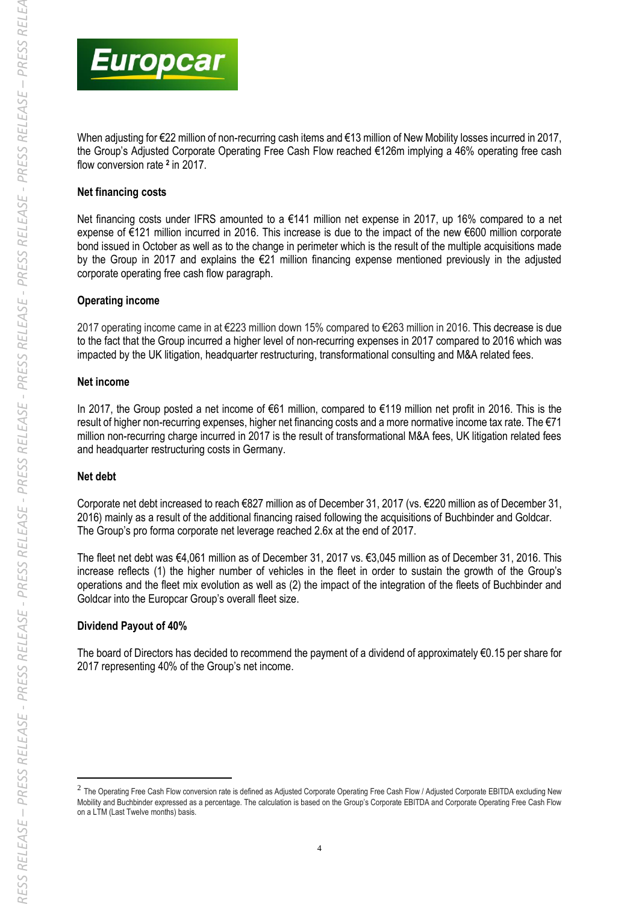When adjusting for €22 million of non-recurring cash items and €13 million of New Mobility losses incurred in 2017, the Group's Adjusted Corporate Operating Free Cash Flow reached €126m implying a 46% operating free cash flow conversion rate [2] in 2017.

**Net financing costs**

Net financing costs under IFRS amounted to a €141 million net expense in 2017, up 16% compared to a net expense of €121 million incurred in 2016. This increase is due to the impact of the new €600 million corporate bond issued in October as well as to the change in perimeter which is the result of the multiple acquisitions made by the Group in 2017 and explains the €21 million financing expense mentioned previously in the adjusted corporate operating free cash flow paragraph.

**Operating income**

2017 operating income came in at €223 million down 15% compared to €263 million in 2016. This decrease is due to the fact that the Group incurred a higher level of non-recurring expenses in 2017 compared to 2016 which was impacted by the UK litigation, headquarter restructuring, transformational consulting and M&A related fees.

**Net income**

In 2017, the Group posted a net income of €61 million, compared to €119 million net profit in 2016. This is the result of higher non-recurring expenses, higher net financing costs and a more normative income tax rate. The €71 million non-recurring charge incurred in 2017 is the result of transformational M&A fees, UK litigation related fees and headquarter restructuring costs in Germany.

**Net debt**

Corporate net debt increased to reach €827 million as of December 31, 2017 (vs. €220 million as of December 31, 2016) mainly as a result of the additional financing raised following the acquisitions of Buchbinder and Goldcar. The Group's pro forma corporate net leverage reached 2.6x at the end of 2017.

The fleet net debt was €4,061 million as of December 31, 2017 vs. €3,045 million as of December 31, 2016. This increase reflects (1) the higher number of vehicles in the fleet in order to sustain the growth of the Group's operations and the fleet mix evolution as well as (2) the impact of the integration of the fleets of Buchbinder and Goldcar into the Europcar Group's overall fleet size.

**Dividend Payout of 40%**

The board of Directors has decided to recommend the payment of a dividend of approximately €0.15 per share for 2017 representing 40% of the Group's net income.

---

[2] The Operating Free Cash Flow conversion rate is defined as Adjusted Corporate Operating Free Cash Flow / Adjusted Corporate EBITDA excluding New Mobility and Buchbinder expressed as a percentage. The calculation is based on the Group's Corporate EBITDA and Corporate Operating Free Cash Flow on a LTM (Last Twelve months) basis.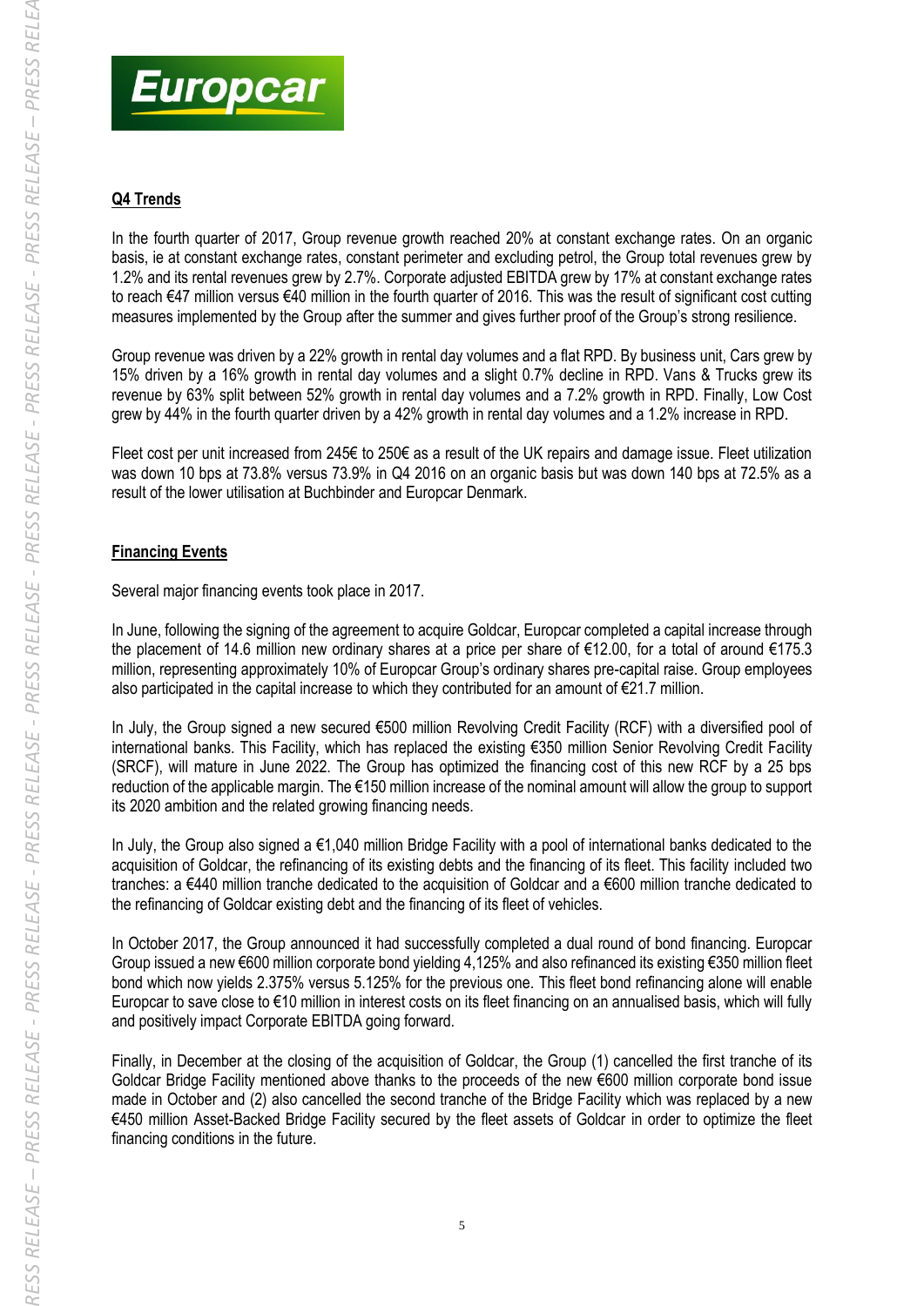## Q4 Trends

In the fourth quarter of 2017, Group revenue growth reached 20% at constant exchange rates. On an organic basis, ie at constant exchange rates, constant perimeter and excluding petrol, the Group total revenues grew by 1.2% and its rental revenues grew by 2.7%. Corporate adjusted EBITDA grew by 17% at constant exchange rates to reach €47 million versus €40 million in the fourth quarter of 2016. This was the result of significant cost cutting measures implemented by the Group after the summer and gives further proof of the Group's strong resilience.

Group revenue was driven by a 22% growth in rental day volumes and a flat RPD. By business unit, Cars grew by 15% driven by a 16% growth in rental day volumes and a slight 0.7% decline in RPD. Vans & Trucks grew its revenue by 63% split between 52% growth in rental day volumes and a 7.2% growth in RPD. Finally, Low Cost grew by 44% in the fourth quarter driven by a 42% growth in rental day volumes and a 1.2% increase in RPD.

Fleet cost per unit increased from 245€ to 250€ as a result of the UK repairs and damage issue. Fleet utilization was down 10 bps at 73.8% versus 73.9% in Q4 2016 on an organic basis but was down 140 bps at 72.5% as a result of the lower utilisation at Buchbinder and Europcar Denmark.

## Financing Events

Several major financing events took place in 2017.

In June, following the signing of the agreement to acquire Goldcar, Europcar completed a capital increase through the placement of 14.6 million new ordinary shares at a price per share of €12.00, for a total of around €175.3 million, representing approximately 10% of Europcar Group's ordinary shares pre-capital raise. Group employees also participated in the capital increase to which they contributed for an amount of €21.7 million.

In July, the Group signed a new secured €500 million Revolving Credit Facility (RCF) with a diversified pool of international banks. This Facility, which has replaced the existing €350 million Senior Revolving Credit Facility (SRCF), will mature in June 2022. The Group has optimized the financing cost of this new RCF by a 25 bps reduction of the applicable margin. The €150 million increase of the nominal amount will allow the group to support its 2020 ambition and the related growing financing needs.

In July, the Group also signed a €1,040 million Bridge Facility with a pool of international banks dedicated to the acquisition of Goldcar, the refinancing of its existing debts and the financing of its fleet. This facility included two tranches: a €440 million tranche dedicated to the acquisition of Goldcar and a €600 million tranche dedicated to the refinancing of Goldcar existing debt and the financing of its fleet of vehicles.

In October 2017, the Group announced it had successfully completed a dual round of bond financing. Europcar Group issued a new €600 million corporate bond yielding 4,125% and also refinanced its existing €350 million fleet bond which now yields 2.375% versus 5.125% for the previous one. This fleet bond refinancing alone will enable Europcar to save close to €10 million in interest costs on its fleet financing on an annualised basis, which will fully and positively impact Corporate EBITDA going forward.

Finally, in December at the closing of the acquisition of Goldcar, the Group (1) cancelled the first tranche of its Goldcar Bridge Facility mentioned above thanks to the proceeds of the new €600 million corporate bond issue made in October and (2) also cancelled the second tranche of the Bridge Facility which was replaced by a new €450 million Asset-Backed Bridge Facility secured by the fleet assets of Goldcar in order to optimize the fleet financing conditions in the future.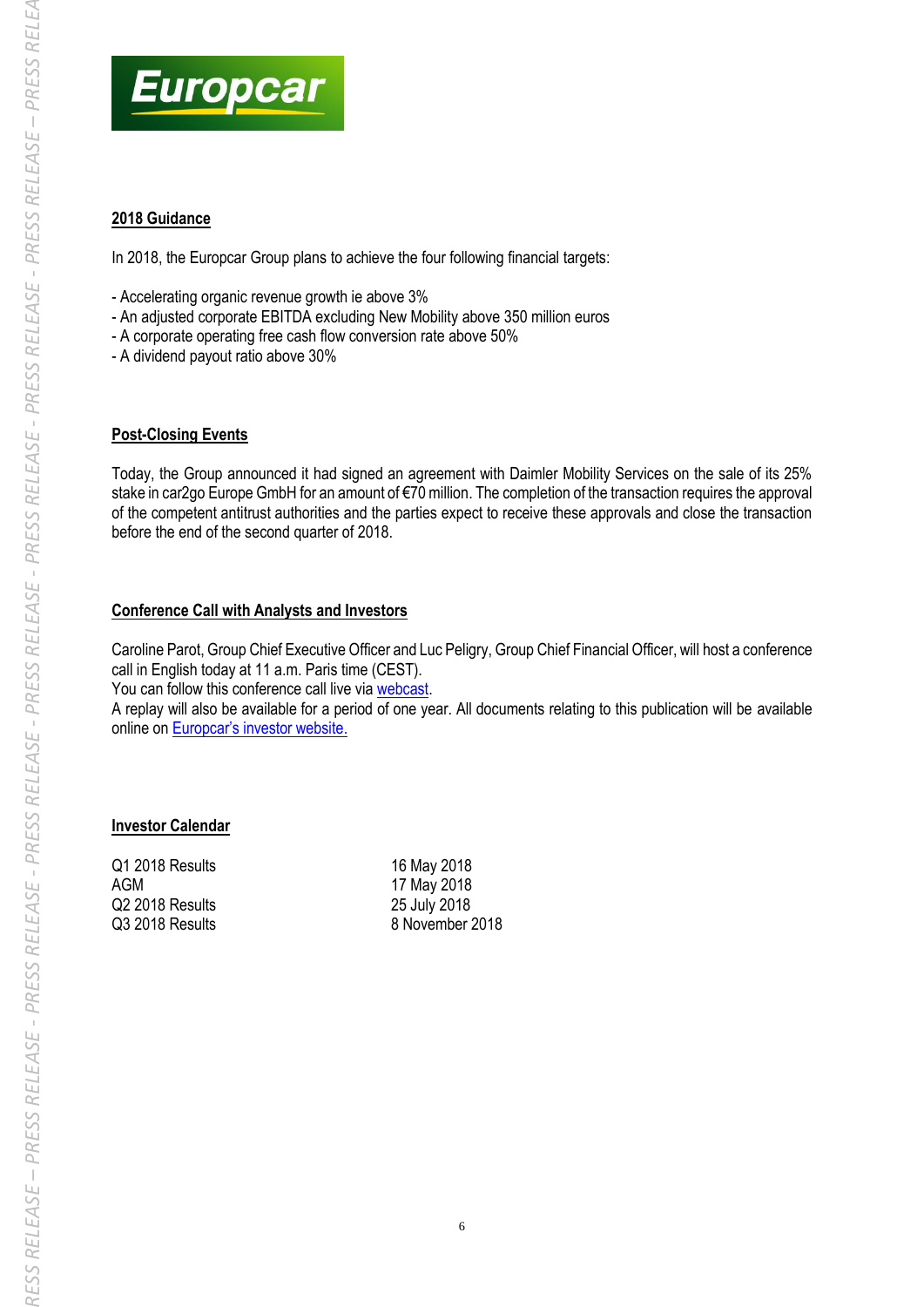## 2018 Guidance

In 2018, the Europcar Group plans to achieve the four following financial targets:

- Accelerating organic revenue growth ie above 3%
- An adjusted corporate EBITDA excluding New Mobility above 350 million euros
- A corporate operating free cash flow conversion rate above 50%
- A dividend payout ratio above 30%

## Post-Closing Events

Today, the Group announced it had signed an agreement with Daimler Mobility Services on the sale of its 25% stake in car2go Europe GmbH for an amount of €70 million. The completion of the transaction requires the approval of the competent antitrust authorities and the parties expect to receive these approvals and close the transaction before the end of the second quarter of 2018.

## Conference Call with Analysts and Investors

Caroline Parot, Group Chief Executive Officer and Luc Peligry, Group Chief Financial Officer, will host a conference call in English today at 11 a.m. Paris time (CEST).
You can follow this conference call live via webcast.
A replay will also be available for a period of one year. All documents relating to this publication will be available online on Europcar's investor website.

## Investor Calendar

| | |
|---|---|
| Q1 2018 Results | 16 May 2018 |
| AGM | 17 May 2018 |
| Q2 2018 Results | 25 July 2018 |
| Q3 2018 Results | 8 November 2018 |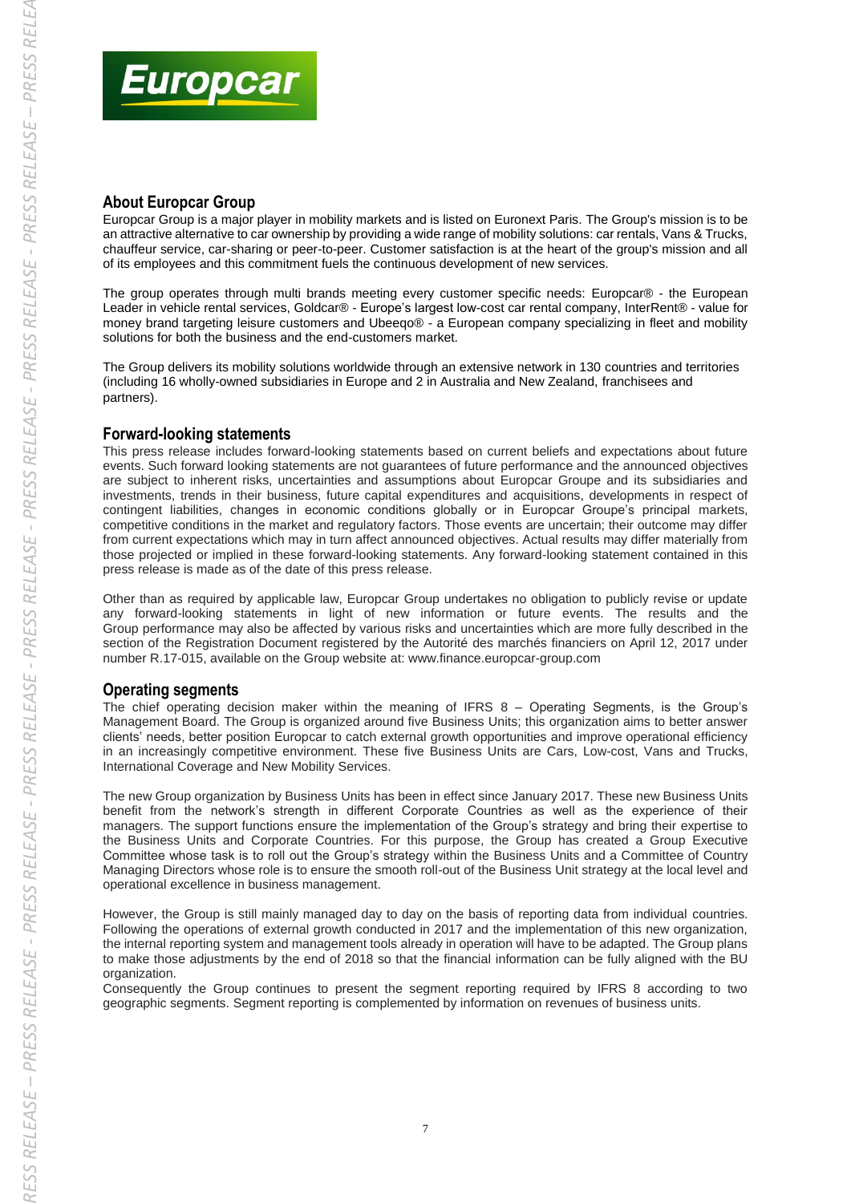## About Europcar Group

Europcar Group is a major player in mobility markets and is listed on Euronext Paris. The Group's mission is to be an attractive alternative to car ownership by providing a wide range of mobility solutions: car rentals, Vans & Trucks, chauffeur service, car-sharing or peer-to-peer. Customer satisfaction is at the heart of the group's mission and all of its employees and this commitment fuels the continuous development of new services.

The group operates through multi brands meeting every customer specific needs: Europcar® - the European Leader in vehicle rental services, Goldcar® - Europe's largest low-cost car rental company, InterRent® - value for money brand targeting leisure customers and Ubeeqo® - a European company specializing in fleet and mobility solutions for both the business and the end-customers market.

The Group delivers its mobility solutions worldwide through an extensive network in 130 countries and territories (including 16 wholly-owned subsidiaries in Europe and 2 in Australia and New Zealand, franchisees and partners).

## Forward-looking statements

This press release includes forward-looking statements based on current beliefs and expectations about future events. Such forward looking statements are not guarantees of future performance and the announced objectives are subject to inherent risks, uncertainties and assumptions about Europcar Groupe and its subsidiaries and investments, trends in their business, future capital expenditures and acquisitions, developments in respect of contingent liabilities, changes in economic conditions globally or in Europcar Groupe's principal markets, competitive conditions in the market and regulatory factors. Those events are uncertain; their outcome may differ from current expectations which may in turn affect announced objectives. Actual results may differ materially from those projected or implied in these forward-looking statements. Any forward-looking statement contained in this press release is made as of the date of this press release.

Other than as required by applicable law, Europcar Group undertakes no obligation to publicly revise or update any forward-looking statements in light of new information or future events. The results and the Group performance may also be affected by various risks and uncertainties which are more fully described in the section of the Registration Document registered by the Autorité des marchés financiers on April 12, 2017 under number R.17-015, available on the Group website at: www.finance.europcar-group.com

## Operating segments

The chief operating decision maker within the meaning of IFRS 8 – Operating Segments, is the Group's Management Board. The Group is organized around five Business Units; this organization aims to better answer clients' needs, better position Europcar to catch external growth opportunities and improve operational efficiency in an increasingly competitive environment. These five Business Units are Cars, Low-cost, Vans and Trucks, International Coverage and New Mobility Services.

The new Group organization by Business Units has been in effect since January 2017. These new Business Units benefit from the network's strength in different Corporate Countries as well as the experience of their managers. The support functions ensure the implementation of the Group's strategy and bring their expertise to the Business Units and Corporate Countries. For this purpose, the Group has created a Group Executive Committee whose task is to roll out the Group's strategy within the Business Units and a Committee of Country Managing Directors whose role is to ensure the smooth roll-out of the Business Unit strategy at the local level and operational excellence in business management.

However, the Group is still mainly managed day to day on the basis of reporting data from individual countries. Following the operations of external growth conducted in 2017 and the implementation of this new organization, the internal reporting system and management tools already in operation will have to be adapted. The Group plans to make those adjustments by the end of 2018 so that the financial information can be fully aligned with the BU organization.

Consequently the Group continues to present the segment reporting required by IFRS 8 according to two geographic segments. Segment reporting is complemented by information on revenues of business units.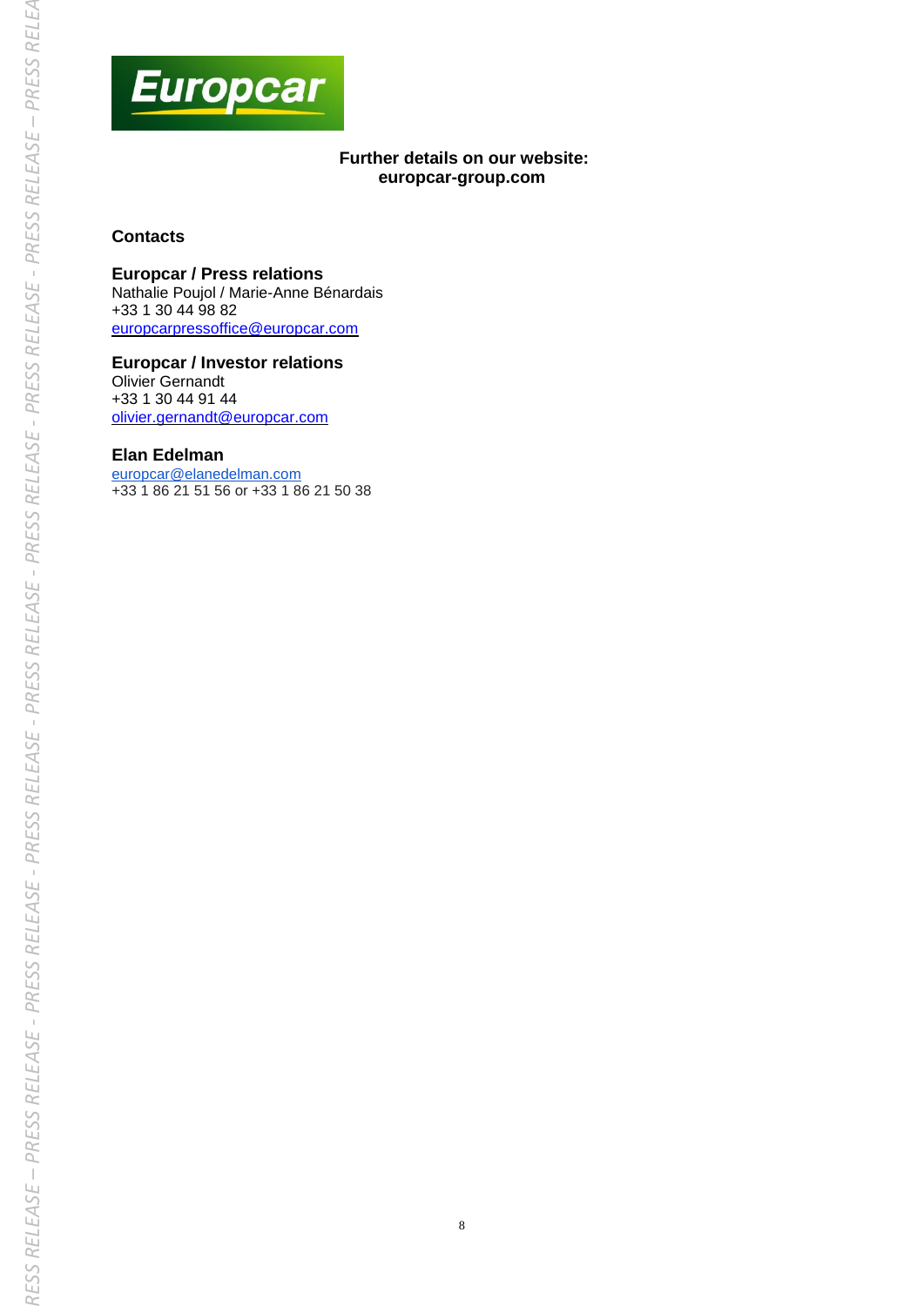**Further details on our website:**
**europcar-group.com**

## Contacts

### Europcar / Press relations

Nathalie Poujol / Marie-Anne Bénardais
+33 1 30 44 98 82
europcarpressoffice@europcar.com

### Europcar / Investor relations

Olivier Gernandt
+33 1 30 44 91 44
olivier.gernandt@europcar.com

### Elan Edelman

europcar@elanedelman.com
+33 1 86 21 51 56 or +33 1 86 21 50 38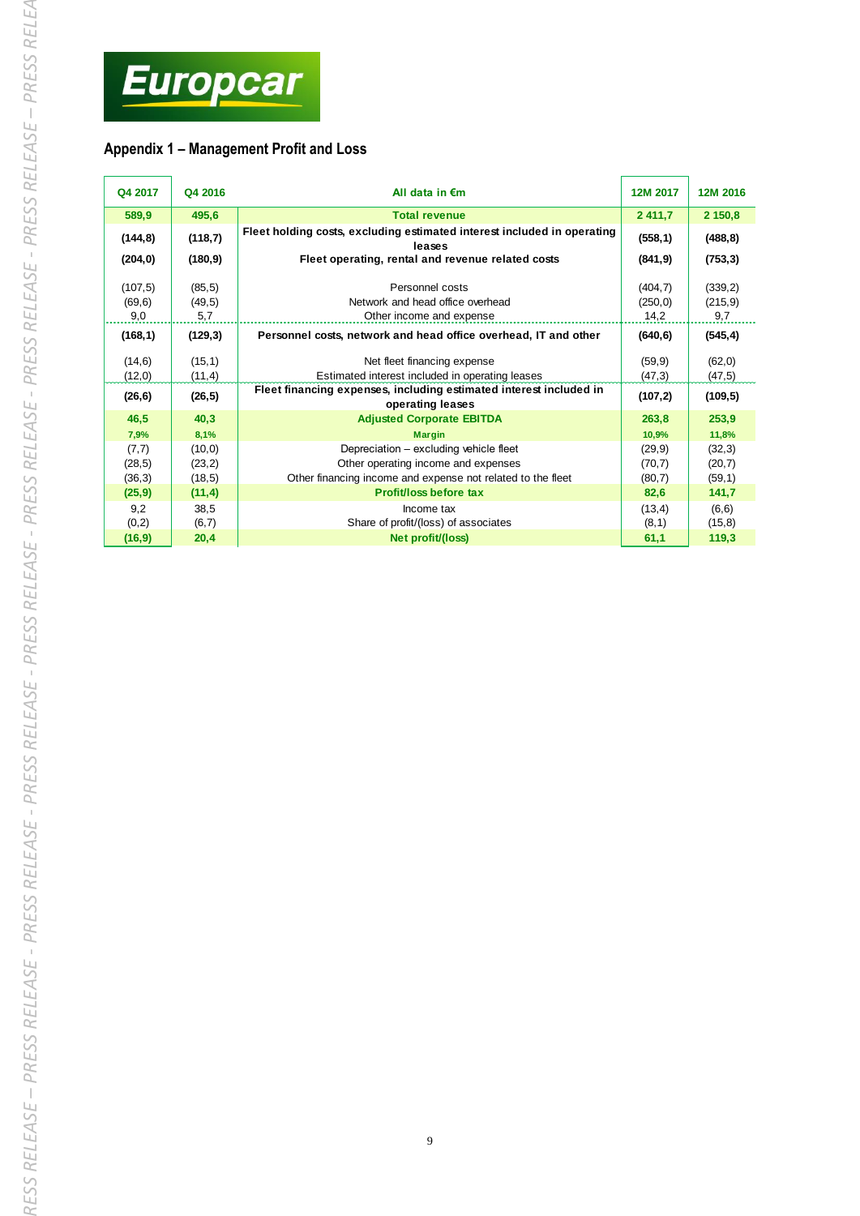## Appendix 1 – Management Profit and Loss

| Q4 2017 | Q4 2016 | All data in €m | 12M 2017 | 12M 2016 |
|---|---|---|---|---|
| **589,9** | **495,6** | **Total revenue** | **2 411,7** | **2 150,8** |
| **(144,8)** | **(118,7)** | **Fleet holding costs, excluding estimated interest included in operating leases** | **(558,1)** | **(488,8)** |
| **(204,0)** | **(180,9)** | **Fleet operating, rental and revenue related costs** | **(841,9)** | **(753,3)** |
| (107,5) | (85,5) | Personnel costs | (404,7) | (339,2) |
| (69,6) | (49,5) | Network and head office overhead | (250,0) | (215,9) |
| 9,0 | 5,7 | Other income and expense | 14,2 | 9,7 |
| **(168,1)** | **(129,3)** | **Personnel costs, network and head office overhead, IT and other** | **(640,6)** | **(545,4)** |
| (14,6) | (15,1) | Net fleet financing expense | (59,9) | (62,0) |
| (12,0) | (11,4) | Estimated interest included in operating leases | (47,3) | (47,5) |
| **(26,6)** | **(26,5)** | **Fleet financing expenses, including estimated interest included in operating leases** | **(107,2)** | **(109,5)** |
| **46,5** | **40,3** | **Adjusted Corporate EBITDA** | **263,8** | **253,9** |
| **7,9%** | **8,1%** | **Margin** | **10,9%** | **11,8%** |
| (7,7) | (10,0) | Depreciation – excluding vehicle fleet | (29,9) | (32,3) |
| (28,5) | (23,2) | Other operating income and expenses | (70,7) | (20,7) |
| (36,3) | (18,5) | Other financing income and expense not related to the fleet | (80,7) | (59,1) |
| **(25,9)** | **(11,4)** | **Profit/loss before tax** | **82,6** | **141,7** |
| 9,2 | 38,5 | Income tax | (13,4) | (6,6) |
| (0,2) | (6,7) | Share of profit/(loss) of associates | (8,1) | (15,8) |
| **(16,9)** | **20,4** | **Net profit/(loss)** | **61,1** | **119,3** |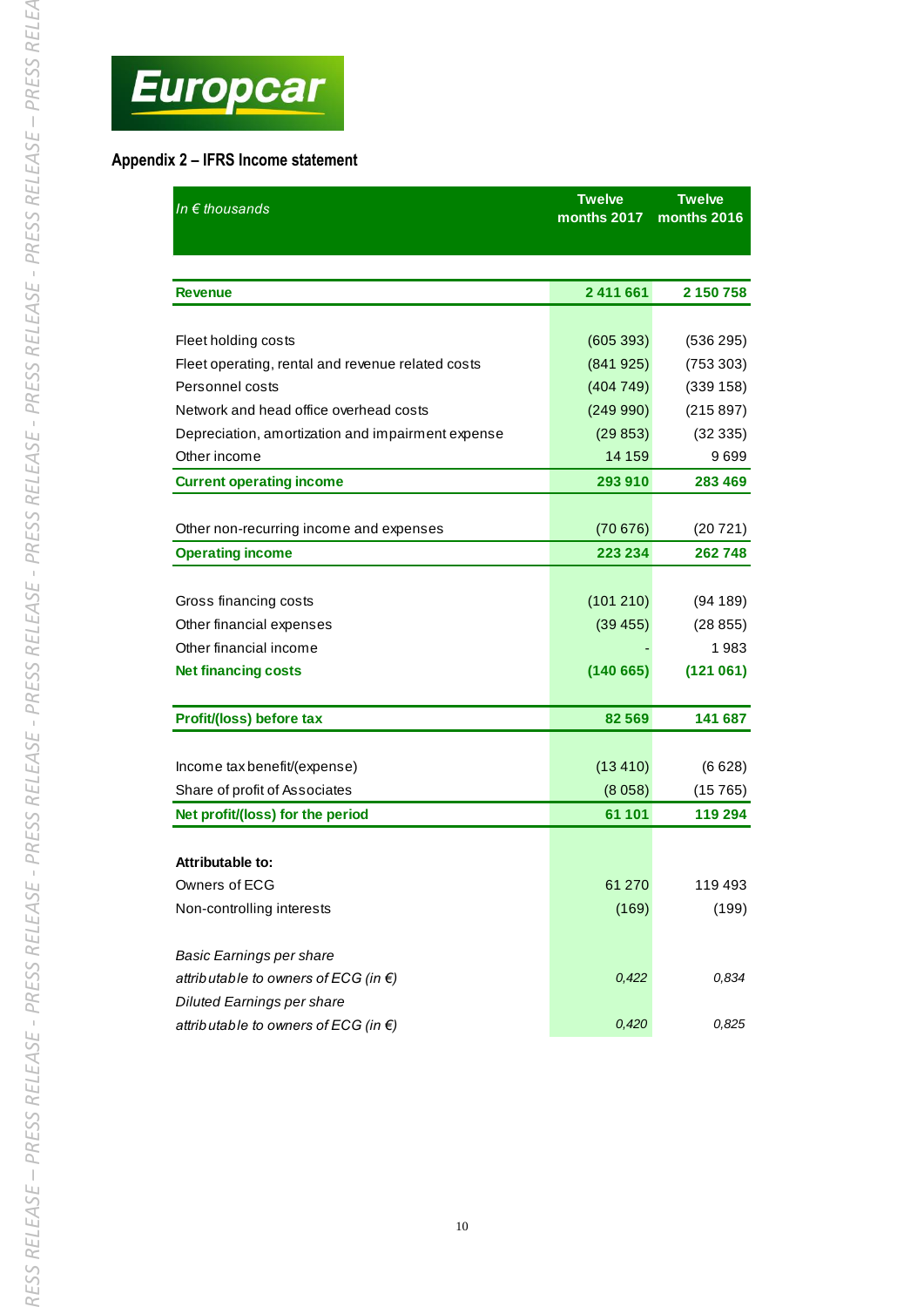## Appendix 2 – IFRS Income statement

| *In € thousands* | Twelve months 2017 | Twelve months 2016 |
|---|---|---|
| **Revenue** | **2 411 661** | **2 150 758** |
| Fleet holding costs | (605 393) | (536 295) |
| Fleet operating, rental and revenue related costs | (841 925) | (753 303) |
| Personnel costs | (404 749) | (339 158) |
| Network and head office overhead costs | (249 990) | (215 897) |
| Depreciation, amortization and impairment expense | (29 853) | (32 335) |
| Other income | 14 159 | 9 699 |
| **Current operating income** | **293 910** | **283 469** |
| Other non-recurring income and expenses | (70 676) | (20 721) |
| **Operating income** | **223 234** | **262 748** |
| Gross financing costs | (101 210) | (94 189) |
| Other financial expenses | (39 455) | (28 855) |
| Other financial income | - | 1 983 |
| **Net financing costs** | **(140 665)** | **(121 061)** |
| **Profit/(loss) before tax** | **82 569** | **141 687** |
| Income tax benefit/(expense) | (13 410) | (6 628) |
| Share of profit of Associates | (8 058) | (15 765) |
| **Net profit/(loss) for the period** | **61 101** | **119 294** |
| **Attributable to:** | | |
| Owners of ECG | 61 270 | 119 493 |
| Non-controlling interests | (169) | (199) |
| *Basic Earnings per share attributable to owners of ECG (in €)* | *0,422* | *0,834* |
| *Diluted Earnings per share attributable to owners of ECG (in €)* | *0,420* | *0,825* |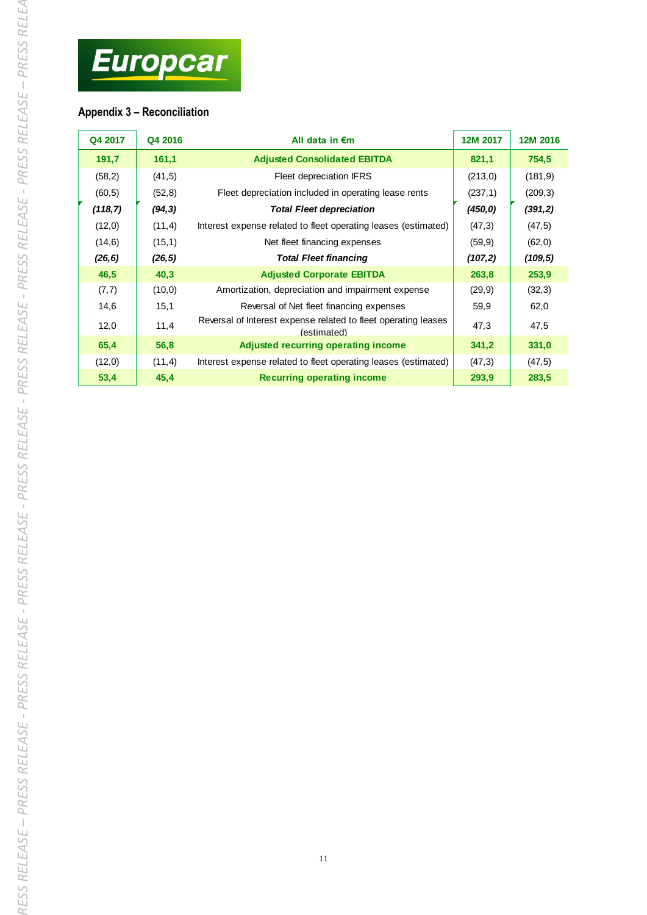## Appendix 3 – Reconciliation

| Q4 2017 | Q4 2016 | All data in €m | 12M 2017 | 12M 2016 |
|---|---|---|---|---|
| **191,7** | **161,1** | **Adjusted Consolidated EBITDA** | **821,1** | **754,5** |
| (58,2) | (41,5) | Fleet depreciation IFRS | (213,0) | (181,9) |
| (60,5) | (52,8) | Fleet depreciation included in operating lease rents | (237,1) | (209,3) |
| ***(118,7)*** | ***(94,3)*** | ***Total Fleet depreciation*** | ***(450,0)*** | ***(391,2)*** |
| (12,0) | (11,4) | Interest expense related to fleet operating leases (estimated) | (47,3) | (47,5) |
| (14,6) | (15,1) | Net fleet financing expenses | (59,9) | (62,0) |
| ***(26,6)*** | ***(26,5)*** | ***Total Fleet financing*** | ***(107,2)*** | ***(109,5)*** |
| **46,5** | **40,3** | **Adjusted Corporate EBITDA** | **263,8** | **253,9** |
| (7,7) | (10,0) | Amortization, depreciation and impairment expense | (29,9) | (32,3) |
| 14,6 | 15,1 | Reversal of Net fleet financing expenses | 59,9 | 62,0 |
| 12,0 | 11,4 | Reversal of Interest expense related to fleet operating leases (estimated) | 47,3 | 47,5 |
| **65,4** | **56,8** | **Adjusted recurring operating income** | **341,2** | **331,0** |
| (12,0) | (11,4) | Interest expense related to fleet operating leases (estimated) | (47,3) | (47,5) |
| **53,4** | **45,4** | **Recurring operating income** | **293,9** | **283,5** |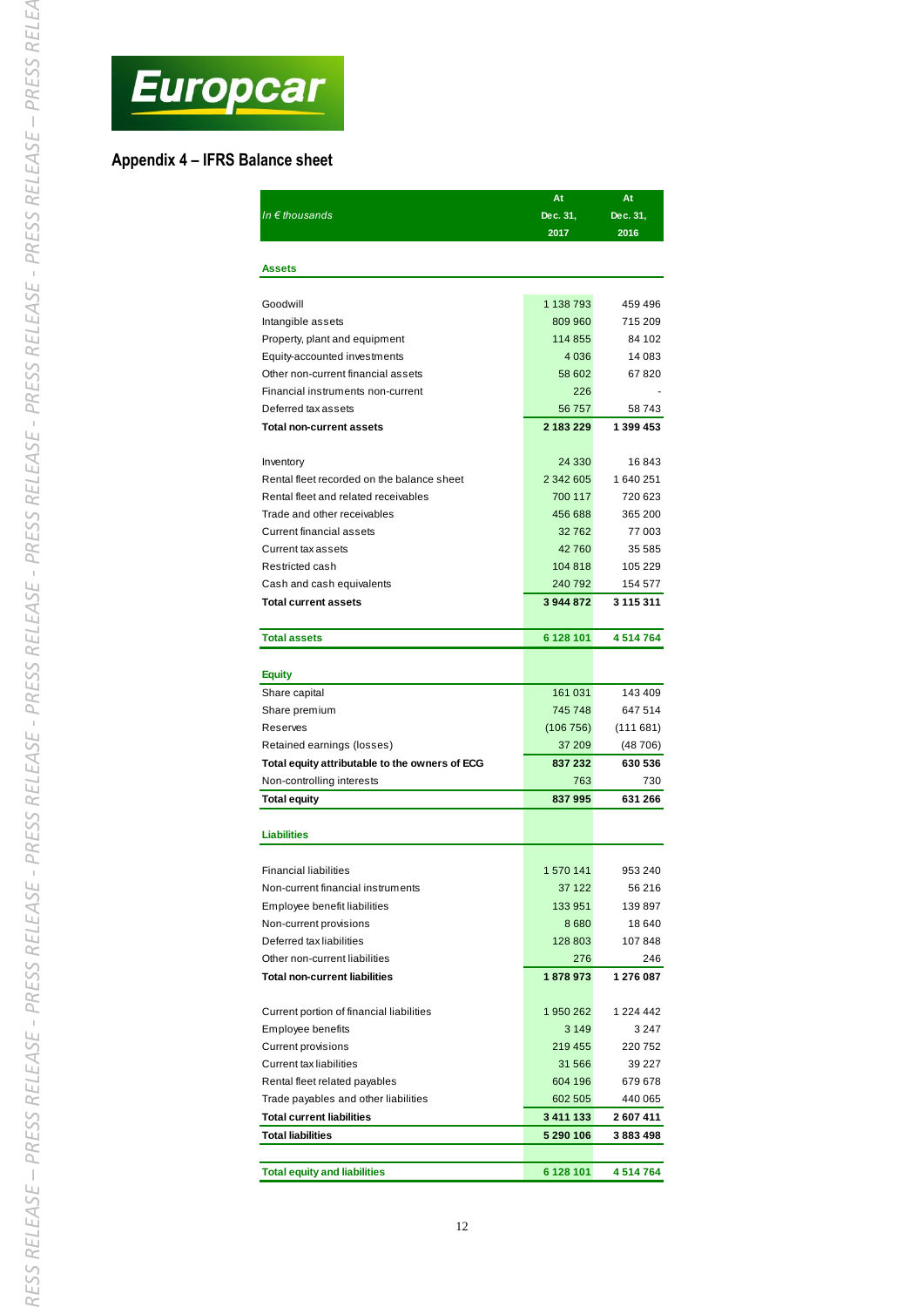## Appendix 4 – IFRS Balance sheet

| *In € thousands* | At Dec. 31, 2017 | At Dec. 31, 2016 |
|---|---|---|
| **Assets** | | |
| Goodwill | 1 138 793 | 459 496 |
| Intangible assets | 809 960 | 715 209 |
| Property, plant and equipment | 114 855 | 84 102 |
| Equity-accounted investments | 4 036 | 14 083 |
| Other non-current financial assets | 58 602 | 67 820 |
| Financial instruments non-current | 226 | - |
| Deferred tax assets | 56 757 | 58 743 |
| **Total non-current assets** | **2 183 229** | **1 399 453** |
| Inventory | 24 330 | 16 843 |
| Rental fleet recorded on the balance sheet | 2 342 605 | 1 640 251 |
| Rental fleet and related receivables | 700 117 | 720 623 |
| Trade and other receivables | 456 688 | 365 200 |
| Current financial assets | 32 762 | 77 003 |
| Current tax assets | 42 760 | 35 585 |
| Restricted cash | 104 818 | 105 229 |
| Cash and cash equivalents | 240 792 | 154 577 |
| **Total current assets** | **3 944 872** | **3 115 311** |
| **Total assets** | **6 128 101** | **4 514 764** |
| **Equity** | | |
| Share capital | 161 031 | 143 409 |
| Share premium | 745 748 | 647 514 |
| Reserves | (106 756) | (111 681) |
| Retained earnings (losses) | 37 209 | (48 706) |
| **Total equity attributable to the owners of ECG** | **837 232** | **630 536** |
| Non-controlling interests | 763 | 730 |
| **Total equity** | **837 995** | **631 266** |
| **Liabilities** | | |
| Financial liabilities | 1 570 141 | 953 240 |
| Non-current financial instruments | 37 122 | 56 216 |
| Employee benefit liabilities | 133 951 | 139 897 |
| Non-current provisions | 8 680 | 18 640 |
| Deferred tax liabilities | 128 803 | 107 848 |
| Other non-current liabilities | 276 | 246 |
| **Total non-current liabilities** | **1 878 973** | **1 276 087** |
| Current portion of financial liabilities | 1 950 262 | 1 224 442 |
| Employee benefits | 3 149 | 3 247 |
| Current provisions | 219 455 | 220 752 |
| Current tax liabilities | 31 566 | 39 227 |
| Rental fleet related payables | 604 196 | 679 678 |
| Trade payables and other liabilities | 602 505 | 440 065 |
| **Total current liabilities** | **3 411 133** | **2 607 411** |
| **Total liabilities** | **5 290 106** | **3 883 498** |
| **Total equity and liabilities** | **6 128 101** | **4 514 764** |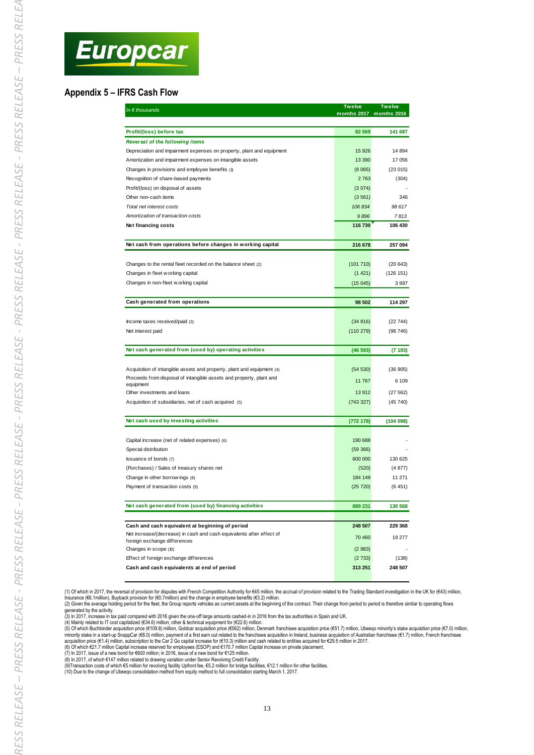## Appendix 5 – IFRS Cash Flow

| *In € thousands* | Twelve months 2017 | Twelve months 2016 |
|---|---|---|
| **Profit/(loss) before tax** | **82 569** | **141 687** |
| ***Reversal of the following items*** | | |
| Depreciation and impairment expenses on property, plant and equipment | 15 926 | 14 894 |
| Amortization and impairment expenses on intangible assets | 13 390 | 17 056 |
| Changes in provisions and employee benefits (1) | (8 065) | (23 015) |
| Recognition of share-based payments | 2 763 | (304) |
| Profit/(loss) on disposal of assets | (3 074) | - |
| Other non-cash items | (3 561) | 346 |
| *Total net interest costs* | *106 834* | *98 617* |
| *Amortization of transaction costs* | *9 896* | *7 813* |
| **Net financing costs** | **116 730** | **106 430** |
| **Net cash from operations before changes in working capital** | **216 678** | **257 094** |
| Changes to the rental fleet recorded on the balance sheet (2) | (101 710) | (20 643) |
| Changes in fleet working capital | (1 421) | (126 151) |
| Changes in non-fleet working capital | (15 045) | 3 997 |
| **Cash generated from operations** | **98 502** | **114 297** |
| Income taxes received/paid (3) | (34 816) | (22 744) |
| Net interest paid | (110 279) | (98 746) |
| **Net cash generated from (used by) operating activities** | **(46 593)** | **(7 193)** |
| Acquisition of intangible assets and property, plant and equipment (4) | (54 530) | (36 905) |
| Proceeds from disposal of intangible assets and property, plant and equipment | 11 767 | 6 109 |
| Other investments and loans | 13 912 | (27 562) |
| Acquisition of subsidiaries, net of cash acquired (5) | (743 327) | (45 740) |
| **Net cash used by investing activities** | **(772 178)** | **(104 098)** |
| Capital increase (net of related expenses) (6) | 190 688 | - |
| Special distribution | (59 366) | - |
| Issuance of bonds (7) | 600 000 | 130 625 |
| (Purchases) / Sales of treasury shares net | (520) | (4 877) |
| Change in other borrowings (8) | 184 149 | 11 271 |
| Payment of transaction costs (9) | (25 720) | (6 451) |
| **Net cash generated from (used by) financing activities** | **889 231** | **130 568** |
| **Cash and cash equivalent at beginning of period** | **248 507** | **229 368** |
| Net increase/(decrease) in cash and cash equivalents after effect of foreign exchange differences | 70 460 | 19 277 |
| Changes in scope (10) | (2 983) | - |
| Effect of foreign exchange differences | (2 733) | (138) |
| **Cash and cash equivalents at end of period** | **313 251** | **248 507** |

(1) Of which in 2017, the reversal of provision for disputes with French Competition Authority for €45 million, the accrual of provision related to the Trading Standard investigation in the UK for (€43) million, Insurance (€6.1million), Buyback provision for (€0.7million) and the change in employee benefits (€3.2) million.
(2) Given the average holding period for the fleet, the Group reports vehicles as current assets at the beginning of the contract. Their change from period to period is therefore similar to operating flows generated by the activity.
(3) In 2017, increase in tax paid compared with 2016 given the one-off large amounts cashed-in in 2016 from the tax authorities in Spain and UK.
(4) Mainly related to IT cost capitalized (€34.6) million; other & technical equipment for (€22.6) million.
(5) Of which Buchbinder acquisition price (€109.8) million, Goldcar acquisition price (€562) million, Denmark franchisee acquisition price (€51.7) million, Ubeeqo minority's stake acquisition price (€7.0) million, minority stake in a start-up SnappCar (€8.0) million, payment of a first earn out related to the franchisee acquisition in Ireland, business acquisition of Australian franchisee (€1.7) million, French franchisee acquisition price (€1.4) million, subscription to the Car 2 Go capital increase for (€10.3) million and cash related to entities acquired for €29.5 million in 2017.
(6) Of which €21.7 million Capital increase reserved for employees (ESOP) and €170.7 million Capital increase on private placement.
(7) In 2017, issue of a new bond for €600 million; in 2016, issue of a new bond for €125 million.
(8) In 2017, of which €147 million related to drawing variation under Senior Revolving Credit Facility.
(9)Transaction costs of which €5 million for revolving facility Upfront fee, €5.2 million for bridge facilities, €12.1 million for other facilities.
(10) Due to the change of Ubeeqo consolidation method from equity method to full consolidation starting March 1, 2017.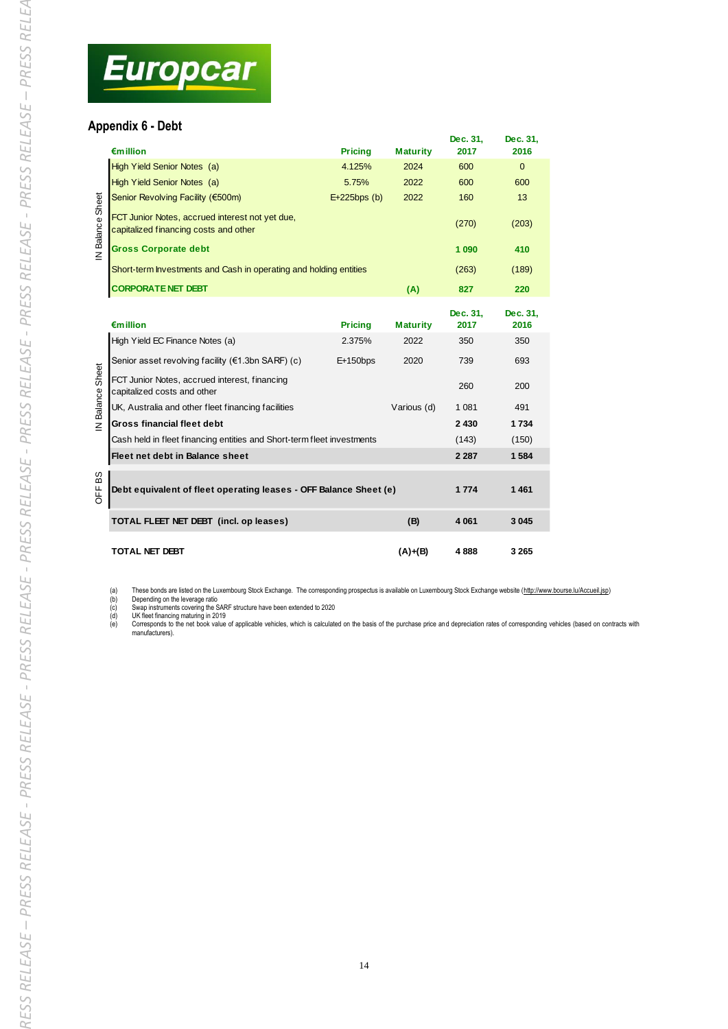## Appendix 6 - Debt

| | €million | Pricing | Maturity | Dec. 31, 2017 | Dec. 31, 2016 |
|---|---|---|---|---|---|
| IN Balance Sheet | High Yield Senior Notes (a) | 4.125% | 2024 | 600 | 0 |
| | High Yield Senior Notes (a) | 5.75% | 2022 | 600 | 600 |
| | Senior Revolving Facility (€500m) | E+225bps (b) | 2022 | 160 | 13 |
| | FCT Junior Notes, accrued interest not yet due, capitalized financing costs and other | | | (270) | (203) |
| | **Gross Corporate debt** | | | **1 090** | **410** |
| | Short-term Investments and Cash in operating and holding entities | | | (263) | (189) |
| | **CORPORATE NET DEBT** | | **(A)** | **827** | **220** |

| | €million | Pricing | Maturity | Dec. 31, 2017 | Dec. 31, 2016 |
|---|---|---|---|---|---|
| IN Balance Sheet | High Yield EC Finance Notes (a) | 2.375% | 2022 | 350 | 350 |
| | Senior asset revolving facility (€1.3bn SARF) (c) | E+150bps | 2020 | 739 | 693 |
| | FCT Junior Notes, accrued interest, financing capitalized costs and other | | | 260 | 200 |
| | UK, Australia and other fleet financing facilities | | Various (d) | 1 081 | 491 |
| | **Gross financial fleet debt** | | | **2 430** | **1 734** |
| | Cash held in fleet financing entities and Short-term fleet investments | | | (143) | (150) |
| | **Fleet net debt in Balance sheet** | | | **2 287** | **1 584** |
| OFF BS | **Debt equivalent of fleet operating leases - OFF Balance Sheet (e)** | | | **1 774** | **1 461** |
| | **TOTAL FLEET NET DEBT (incl. op leases)** | | **(B)** | **4 061** | **3 045** |
| | **TOTAL NET DEBT** | | **(A)+(B)** | **4 888** | **3 265** |

(a) These bonds are listed on the Luxembourg Stock Exchange. The corresponding prospectus is available on Luxembourg Stock Exchange website (http://www.bourse.lu/Accueil.jsp)
(b) Depending on the leverage ratio
(c) Swap instruments covering the SARF structure have been extended to 2020
(d) UK fleet financing maturing in 2019
(e) Corresponds to the net book value of applicable vehicles, which is calculated on the basis of the purchase price and depreciation rates of corresponding vehicles (based on contracts with manufacturers).